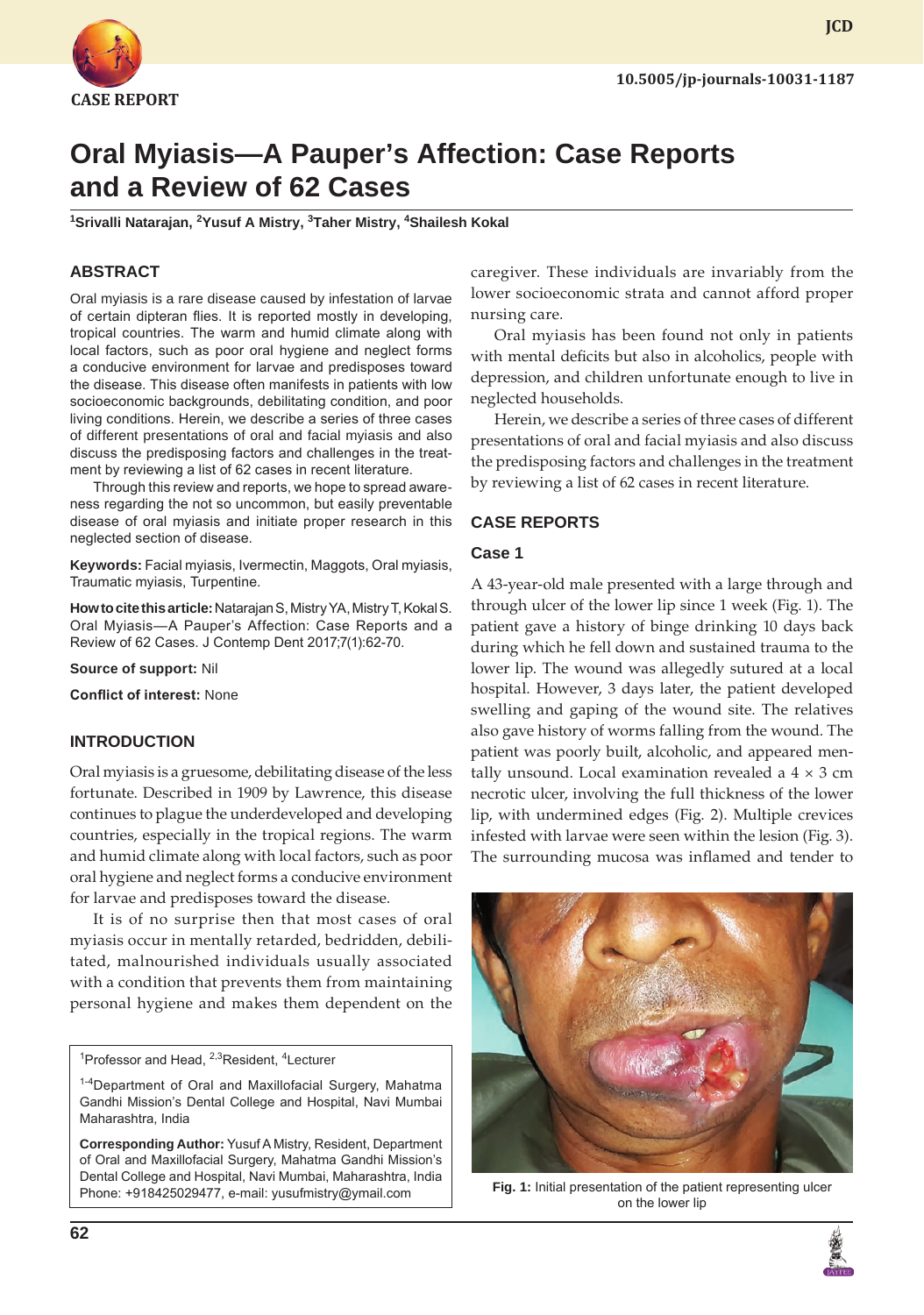CASE REPORT

10.5005/jp-journals-10031-1187

# Oral Myiasis—A Pauper's Affection: Case Reports and a Review of 62 Cases

[1]Srivalli Natarajan, [2]Yusuf A Mistry, [3]Taher Mistry, [4]Shailesh Kokal

## ABSTRACT

Oral myiasis is a rare disease caused by infestation of larvae of certain dipteran flies. It is reported mostly in developing, tropical countries. The warm and humid climate along with local factors, such as poor oral hygiene and neglect forms a conducive environment for larvae and predisposes toward the disease. This disease often manifests in patients with low socioeconomic backgrounds, debilitating condition, and poor living conditions. Herein, we describe a series of three cases of different presentations of oral and facial myiasis and also discuss the predisposing factors and challenges in the treatment by reviewing a list of 62 cases in recent literature.

Through this review and reports, we hope to spread awareness regarding the not so uncommon, but easily preventable disease of oral myiasis and initiate proper research in this neglected section of disease.

**Keywords:** Facial myiasis, Ivermectin, Maggots, Oral myiasis, Traumatic myiasis, Turpentine.

**How to cite this article:** Natarajan S, Mistry YA, Mistry T, Kokal S. Oral Myiasis—A Pauper's Affection: Case Reports and a Review of 62 Cases. J Contemp Dent 2017;7(1):62-70.

**Source of support:** Nil

**Conflict of interest:** None

## INTRODUCTION

Oral myiasis is a gruesome, debilitating disease of the less fortunate. Described in 1909 by Lawrence, this disease continues to plague the underdeveloped and developing countries, especially in the tropical regions. The warm and humid climate along with local factors, such as poor oral hygiene and neglect forms a conducive environment for larvae and predisposes toward the disease.

It is of no surprise then that most cases of oral myiasis occur in mentally retarded, bedridden, debilitated, malnourished individuals usually associated with a condition that prevents them from maintaining personal hygiene and makes them dependent on the caregiver. These individuals are invariably from the lower socioeconomic strata and cannot afford proper nursing care.

Oral myiasis has been found not only in patients with mental deficits but also in alcoholics, people with depression, and children unfortunate enough to live in neglected households.

Herein, we describe a series of three cases of different presentations of oral and facial myiasis and also discuss the predisposing factors and challenges in the treatment by reviewing a list of 62 cases in recent literature.

## CASE REPORTS

### Case 1

A 43-year-old male presented with a large through and through ulcer of the lower lip since 1 week (Fig. 1). The patient gave a history of binge drinking 10 days back during which he fell down and sustained trauma to the lower lip. The wound was allegedly sutured at a local hospital. However, 3 days later, the patient developed swelling and gaping of the wound site. The relatives also gave history of worms falling from the wound. The patient was poorly built, alcoholic, and appeared mentally unsound. Local examination revealed a 4 × 3 cm necrotic ulcer, involving the full thickness of the lower lip, with undermined edges (Fig. 2). Multiple crevices infested with larvae were seen within the lesion (Fig. 3). The surrounding mucosa was inflamed and tender to

**Fig. 1:** Initial presentation of the patient representing ulcer on the lower lip

[1]Professor and Head, [2,3]Resident, [4]Lecturer

[1-4]Department of Oral and Maxillofacial Surgery, Mahatma Gandhi Mission's Dental College and Hospital, Navi Mumbai Maharashtra, India

**Corresponding Author:** Yusuf A Mistry, Resident, Department of Oral and Maxillofacial Surgery, Mahatma Gandhi Mission's Dental College and Hospital, Navi Mumbai, Maharashtra, India Phone: +918425029477, e-mail: yusufmistry@ymail.com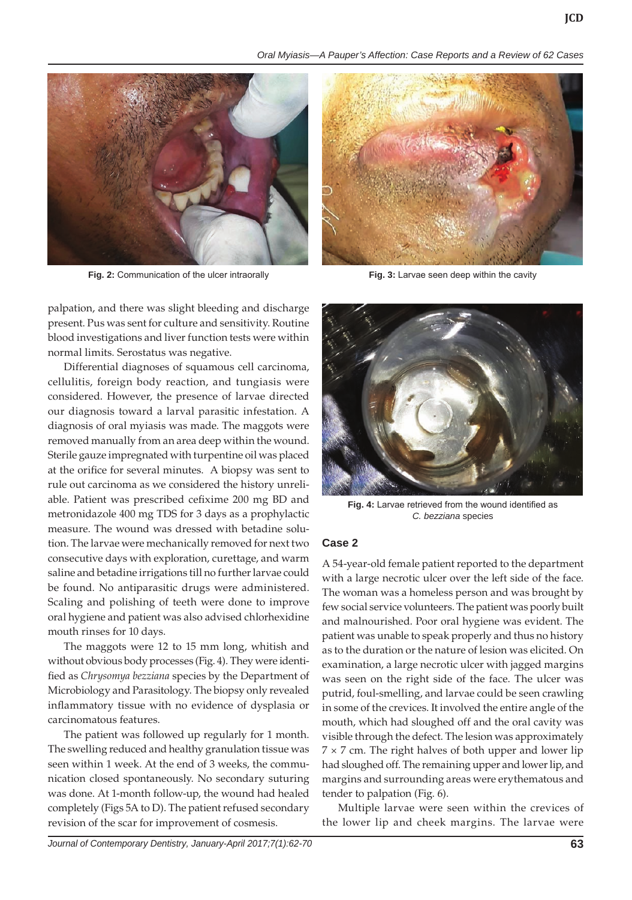Fig. 2: Communication of the ulcer intraorally

Fig. 3: Larvae seen deep within the cavity

palpation, and there was slight bleeding and discharge present. Pus was sent for culture and sensitivity. Routine blood investigations and liver function tests were within normal limits. Serostatus was negative.

Differential diagnoses of squamous cell carcinoma, cellulitis, foreign body reaction, and tungiasis were considered. However, the presence of larvae directed our diagnosis toward a larval parasitic infestation. A diagnosis of oral myiasis was made. The maggots were removed manually from an area deep within the wound. Sterile gauze impregnated with turpentine oil was placed at the orifice for several minutes. A biopsy was sent to rule out carcinoma as we considered the history unreliable. Patient was prescribed cefixime 200 mg BD and metronidazole 400 mg TDS for 3 days as a prophylactic measure. The wound was dressed with betadine solution. The larvae were mechanically removed for next two consecutive days with exploration, curettage, and warm saline and betadine irrigations till no further larvae could be found. No antiparasitic drugs were administered. Scaling and polishing of teeth were done to improve oral hygiene and patient was also advised chlorhexidine mouth rinses for 10 days.

The maggots were 12 to 15 mm long, whitish and without obvious body processes (Fig. 4). They were identified as *Chrysomya bezziana* species by the Department of Microbiology and Parasitology. The biopsy only revealed inflammatory tissue with no evidence of dysplasia or carcinomatous features.

The patient was followed up regularly for 1 month. The swelling reduced and healthy granulation tissue was seen within 1 week. At the end of 3 weeks, the communication closed spontaneously. No secondary suturing was done. At 1-month follow-up, the wound had healed completely (Figs 5A to D). The patient refused secondary revision of the scar for improvement of cosmesis.

Fig. 4: Larvae retrieved from the wound identified as *C. bezziana* species

### Case 2

A 54-year-old female patient reported to the department with a large necrotic ulcer over the left side of the face. The woman was a homeless person and was brought by few social service volunteers. The patient was poorly built and malnourished. Poor oral hygiene was evident. The patient was unable to speak properly and thus no history as to the duration or the nature of lesion was elicited. On examination, a large necrotic ulcer with jagged margins was seen on the right side of the face. The ulcer was putrid, foul-smelling, and larvae could be seen crawling in some of the crevices. It involved the entire angle of the mouth, which had sloughed off and the oral cavity was visible through the defect. The lesion was approximately $7 \times 7$ cm. The right halves of both upper and lower lip had sloughed off. The remaining upper and lower lip, and margins and surrounding areas were erythematous and tender to palpation (Fig. 6).

Multiple larvae were seen within the crevices of the lower lip and cheek margins. The larvae were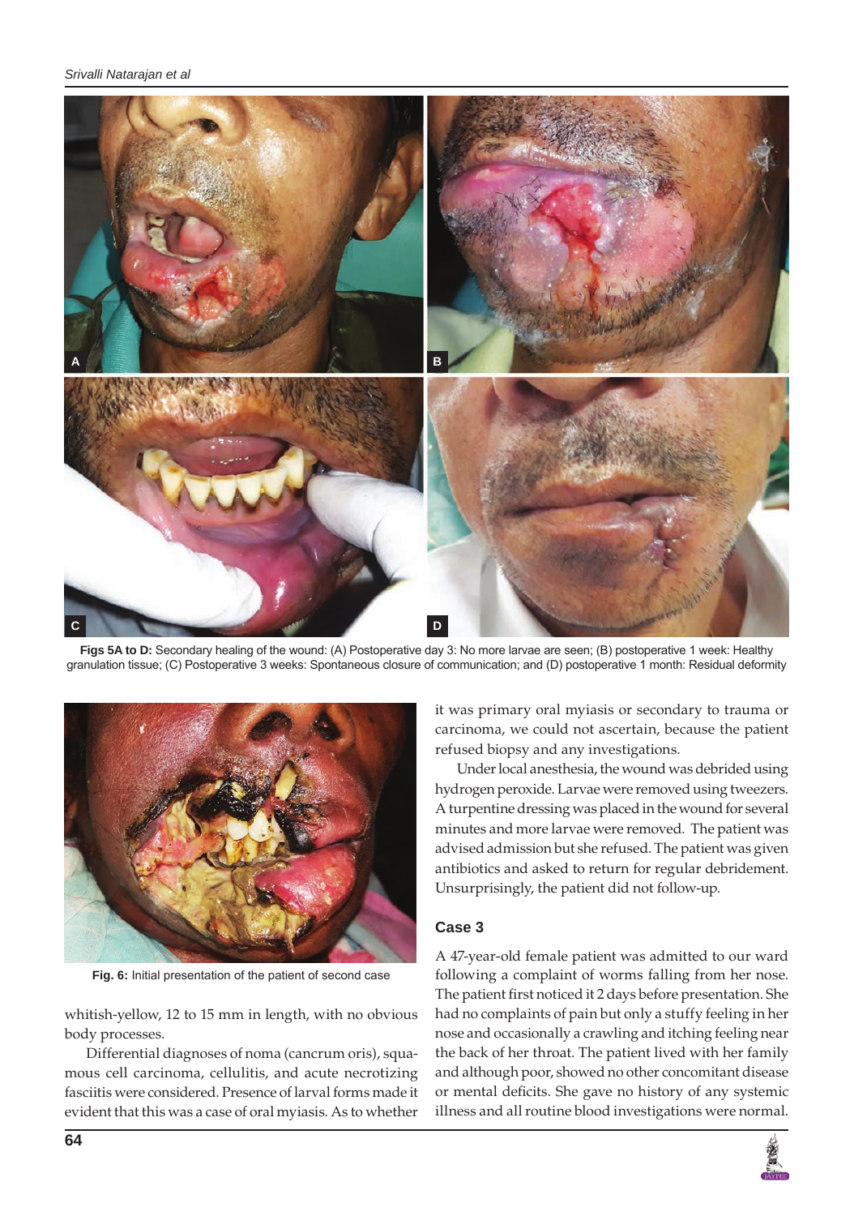**Figs 5A to D:** Secondary healing of the wound: (A) Postoperative day 3: No more larvae are seen; (B) postoperative 1 week: Healthy granulation tissue; (C) Postoperative 3 weeks: Spontaneous closure of communication; and (D) postoperative 1 month: Residual deformity

**Fig. 6:** Initial presentation of the patient of second case

whitish-yellow, 12 to 15 mm in length, with no obvious body processes.

Differential diagnoses of noma (cancrum oris), squamous cell carcinoma, cellulitis, and acute necrotizing fasciitis were considered. Presence of larval forms made it evident that this was a case of oral myiasis. As to whether it was primary oral myiasis or secondary to trauma or carcinoma, we could not ascertain, because the patient refused biopsy and any investigations.

Under local anesthesia, the wound was debrided using hydrogen peroxide. Larvae were removed using tweezers. A turpentine dressing was placed in the wound for several minutes and more larvae were removed. The patient was advised admission but she refused. The patient was given antibiotics and asked to return for regular debridement. Unsurprisingly, the patient did not follow-up.

### Case 3

A 47-year-old female patient was admitted to our ward following a complaint of worms falling from her nose. The patient first noticed it 2 days before presentation. She had no complaints of pain but only a stuffy feeling in her nose and occasionally a crawling and itching feeling near the back of her throat. The patient lived with her family and although poor, showed no other concomitant disease or mental deficits. She gave no history of any systemic illness and all routine blood investigations were normal.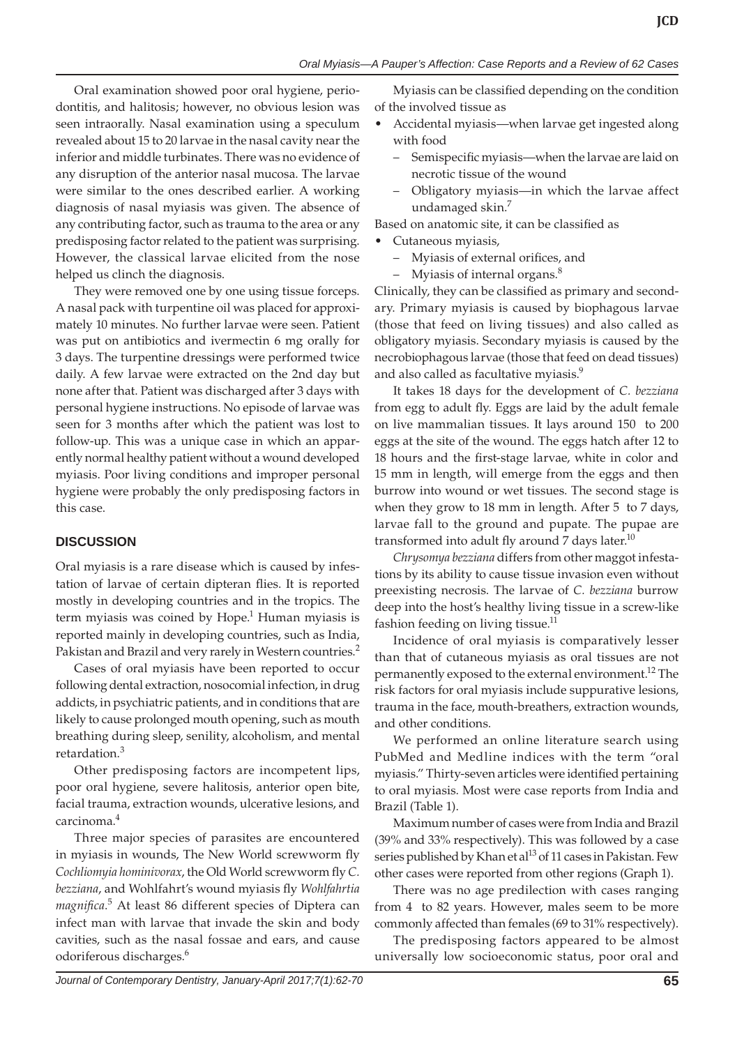Oral examination showed poor oral hygiene, periodontitis, and halitosis; however, no obvious lesion was seen intraorally. Nasal examination using a speculum revealed about 15 to 20 larvae in the nasal cavity near the inferior and middle turbinates. There was no evidence of any disruption of the anterior nasal mucosa. The larvae were similar to the ones described earlier. A working diagnosis of nasal myiasis was given. The absence of any contributing factor, such as trauma to the area or any predisposing factor related to the patient was surprising. However, the classical larvae elicited from the nose helped us clinch the diagnosis.

They were removed one by one using tissue forceps. A nasal pack with turpentine oil was placed for approximately 10 minutes. No further larvae were seen. Patient was put on antibiotics and ivermectin 6 mg orally for 3 days. The turpentine dressings were performed twice daily. A few larvae were extracted on the 2nd day but none after that. Patient was discharged after 3 days with personal hygiene instructions. No episode of larvae was seen for 3 months after which the patient was lost to follow-up. This was a unique case in which an apparently normal healthy patient without a wound developed myiasis. Poor living conditions and improper personal hygiene were probably the only predisposing factors in this case.

## DISCUSSION

Oral myiasis is a rare disease which is caused by infestation of larvae of certain dipteran flies. It is reported mostly in developing countries and in the tropics. The term myiasis was coined by Hope.[1] Human myiasis is reported mainly in developing countries, such as India, Pakistan and Brazil and very rarely in Western countries.[2]

Cases of oral myiasis have been reported to occur following dental extraction, nosocomial infection, in drug addicts, in psychiatric patients, and in conditions that are likely to cause prolonged mouth opening, such as mouth breathing during sleep, senility, alcoholism, and mental retardation.[3]

Other predisposing factors are incompetent lips, poor oral hygiene, severe halitosis, anterior open bite, facial trauma, extraction wounds, ulcerative lesions, and carcinoma.[4]

Three major species of parasites are encountered in myiasis in wounds, The New World screwworm fly *Cochliomyia hominivorax*, the Old World screwworm fly *C. bezziana*, and Wohlfahrt's wound myiasis fly *Wohlfahrtia magnifica*.[5] At least 86 different species of Diptera can infect man with larvae that invade the skin and body cavities, such as the nasal fossae and ears, and cause odoriferous discharges.[6]

Myiasis can be classified depending on the condition of the involved tissue as

- Accidental myiasis—when larvae get ingested along with food
  - Semispecific myiasis—when the larvae are laid on necrotic tissue of the wound
  - Obligatory myiasis—in which the larvae affect undamaged skin.[7]

Based on anatomic site, it can be classified as

- Cutaneous myiasis,
  - Myiasis of external orifices, and
  - Myiasis of internal organs.[8]

Clinically, they can be classified as primary and secondary. Primary myiasis is caused by biophagous larvae (those that feed on living tissues) and also called as obligatory myiasis. Secondary myiasis is caused by the necrobiophagous larvae (those that feed on dead tissues) and also called as facultative myiasis.[9]

It takes 18 days for the development of *C. bezziana* from egg to adult fly. Eggs are laid by the adult female on live mammalian tissues. It lays around 150 to 200 eggs at the site of the wound. The eggs hatch after 12 to 18 hours and the first-stage larvae, white in color and 15 mm in length, will emerge from the eggs and then burrow into wound or wet tissues. The second stage is when they grow to 18 mm in length. After 5 to 7 days, larvae fall to the ground and pupate. The pupae are transformed into adult fly around 7 days later.[10]

*Chrysomya bezziana* differs from other maggot infestations by its ability to cause tissue invasion even without preexisting necrosis. The larvae of *C. bezziana* burrow deep into the host's healthy living tissue in a screw-like fashion feeding on living tissue.[11]

Incidence of oral myiasis is comparatively lesser than that of cutaneous myiasis as oral tissues are not permanently exposed to the external environment.[12] The risk factors for oral myiasis include suppurative lesions, trauma in the face, mouth-breathers, extraction wounds, and other conditions.

We performed an online literature search using PubMed and Medline indices with the term "oral myiasis." Thirty-seven articles were identified pertaining to oral myiasis. Most were case reports from India and Brazil (Table 1).

Maximum number of cases were from India and Brazil (39% and 33% respectively). This was followed by a case series published by Khan et al[13] of 11 cases in Pakistan. Few other cases were reported from other regions (Graph 1).

There was no age predilection with cases ranging from 4 to 82 years. However, males seem to be more commonly affected than females (69 to 31% respectively).

The predisposing factors appeared to be almost universally low socioeconomic status, poor oral and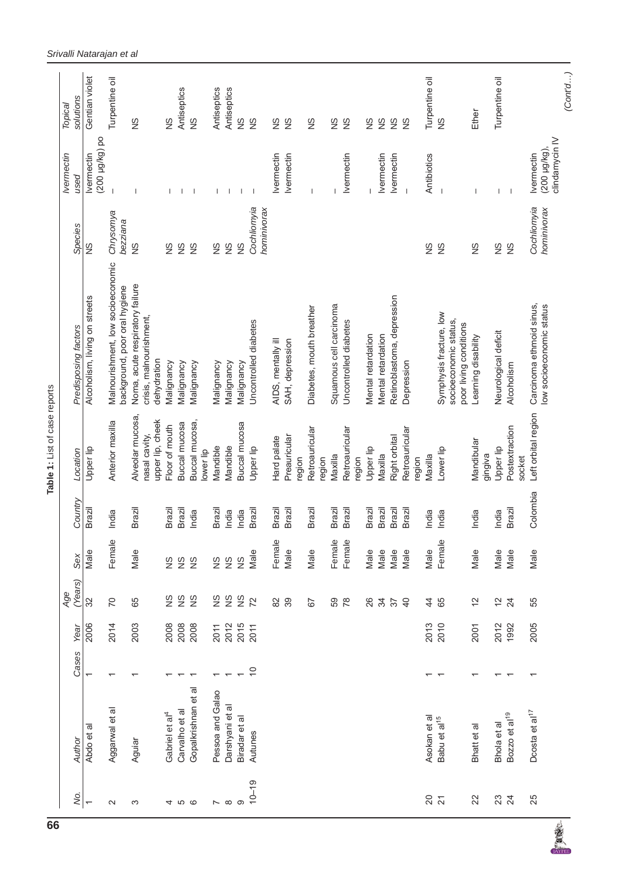**Table 1:** List of case reports

| No. | Author | Cases | Year | Age (Years) | Sex | Country | Location | Predisposing factors | Species | Ivermectin used | Topical solutions |
|---|---|---|---|---|---|---|---|---|---|---|---|
| 1 | Abdo et al | 1 | 2006 | 32 | Male | Brazil | Upper lip | Alcoholism, living on streets | NS | Ivermectin (200 µg/kg) po | Gentian violet |
| 2 | Aggarwal et al | 1 | 2014 | 70 | Female | India | Anterior maxilla | Malnourishment, low socioeconomic background, poor oral hygiene | *Chrysomya bezziana* | – | Turpentine oil |
| 3 | Aguiar | 1 | 2003 | 65 | Male | Brazil | Alveolar mucosa, nasal cavity, upper lip, cheek | Noma, acute respiratory failure crisis, malnourishment, dehydration | NS | – | NS |
| 4 | Gabriel et al[4] | 1 | 2008 | NS | NS | Brazil | Floor of mouth | Malignancy | NS | – | NS |
| 5 | Carvalho et al | 1 | 2008 | NS | NS | Brazil | Buccal mucosa | Malignancy | NS | – | Antiseptics |
| 6 | Gopalkrishnan et al | 1 | 2008 | NS | NS | India | Buccal mucosa, lower lip | Malignancy | NS | – | NS |
| 7 | Pessoa and Galao | 1 | 2011 | NS | NS | Brazil | Mandible | Malignancy | NS | – | Antiseptics |
| 8 | Darshyani et al | 1 | 2012 | NS | NS | India | Mandible | Malignancy | NS | – | Antiseptics |
| 9 | Biradar et al | 1 | 2015 | NS | NS | India | Buccal mucosa | Malignancy | NS | – | NS |
| 10–19 | Autunes | 10 | 2011 | 72 | Male | Brazil | Upper lip | Uncontrolled diabetes | *Cochliomyia hominivorax* | – | NS |
| | | | | 82 | Female | Brazil | Hard palate | AIDS, mentally ill | | Ivermectin | NS |
| | | | | 39 | Male | Brazil | Preauricular region | SAH, depression | | Ivermectin | NS |
| | | | | 67 | Male | Brazil | Retroauricular region | Diabetes, mouth breather | | – | NS |
| | | | | 59 | Female | Brazil | Maxilla | Squamous cell carcinoma | | – | NS |
| | | | | 78 | Female | Brazil | Retroauricular region | Uncontrolled diabetes | | Ivermectin | NS |
| | | | | 26 | Male | Brazil | Upper lip | Mental retardation | | – | NS |
| | | | | 34 | Male | Brazil | Maxilla | Mental retardation | | Ivermectin | NS |
| | | | | 37 | Male | Brazil | Right orbital | Retinoblastoma, depression | | Ivermectin | NS |
| | | | | 40 | Male | Brazil | Retroauricular region | Depression | | – | NS |
| 20 | Asokan et al | 1 | 2013 | 44 | Male | India | Maxilla | | NS | Antibiotics | Turpentine oil |
| 21 | Babu et al[15] | 1 | 2010 | 65 | Female | India | Lower lip | Symphysis fracture, low socioeconomic status, poor living conditions | NS | – | NS |
| 22 | Bhatt et al | 1 | 2001 | 12 | Male | India | Mandibular gingiva | Learning disability | NS | – | Ether |
| 23 | Bhola et al | 1 | 2012 | 12 | Male | India | Upper lip | Neurological deficit | NS | – | Turpentine oil |
| 24 | Bozzo et al[19] | 1 | 1992 | 24 | Male | Brazil | Postextraction socket | Alcoholism | NS | – | |
| 25 | Dcosta et al[17] | 1 | 2005 | 55 | Male | Colombia | Left orbital region | Carcinoma ethmoid sinus, low socioeconomic status | *Cochliomyia hominivorax* | Ivermectin (200 µg/kg), clindamycin IV | |

(Cont'd...)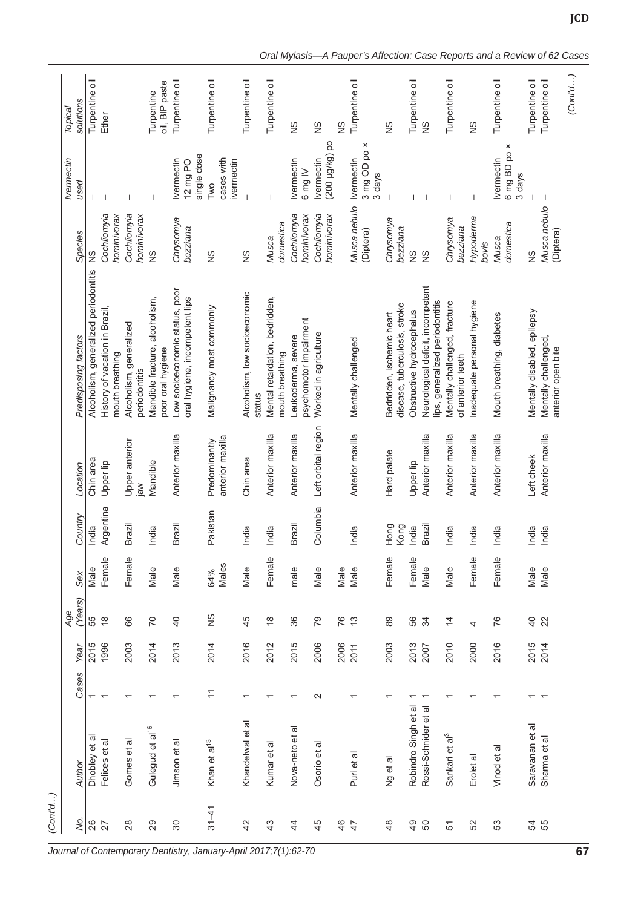(Cont'd...)

| No. | Author | Cases | Year | Age (Years) | Sex | Country | Location | Predisposing factors | Species | Ivermectin used | Topical solutions |
|---|---|---|---|---|---|---|---|---|---|---|---|
| 26 | Dhobley et al | 1 | 2015 | 55 | Male | India | Chin area | Alcoholism, generalized periodontitis | NS | – | Turpentine oil |
| 27 | Felices et al | 1 | 1996 | 18 | Female | Argentina | Upper lip | History of vacation in Brazil, mouth breathing | *Cochliomyia hominivorax* | – | Ether |
| 28 | Gomes et al | 1 | 2003 | 66 | Female | Brazil | Upper anterior jaw | Alcoholism, generalized periodontitis | *Cochliomyia hominivorax* | – | |
| 29 | Gulegud et al[16] | 1 | 2014 | 70 | Male | India | Mandible | Mandible fracture, alcoholism, poor oral hygiene | NS | – | Turpentine oil, BIP paste |
| 30 | Jimson et al | 1 | 2013 | 40 | Male | Brazil | Anterior maxilla | Low socioeconomic status, poor oral hygiene, incompetent lips | *Chrysomya bezziana* | Ivermectin 12 mg PO single dose | Turpentine oil |
| 31–41 | Khan et al[13] | 11 | 2014 | NS | 64% Males | Pakistan | Predominantly anterior maxilla | Malignancy most commonly | NS | Two cases with ivermectin | Turpentine oil |
| 42 | Khandelwal et al | 1 | 2016 | 45 | Male | India | Chin area | Alcoholism, low socioeconomic status | NS | – | Turpentine oil |
| 43 | Kumar et al | 1 | 2012 | 18 | Female | India | Anterior maxilla | Mental retardation, bedridden, mouth breathing | *Musca domestica* | – | Turpentine oil |
| 44 | Nova-neto et al | 1 | 2015 | 36 | male | Brazil | Anterior maxilla | Leukoderma, severe psychomotor impairment | *Cochliomyia hominivorax* | Ivermectin 6 mg IV | NS |
| 45 | Osorio et al | 2 | 2006 | 79 | Male | Columbia | Left orbital region | Worked in agriculture | *Cochliomyia hominivorax* | Ivermectin (200 µg/kg) po | NS |
| 46 | | | 2006 | 76 | Male | | | | | | NS |
| 47 | Puri et al | 1 | 2011 | 13 | Male | India | Anterior maxilla | Mentally challenged | *Musca nebulo* (Diptera) | Ivermectin 3 mg OD po × 3 days | Turpentine oil |
| 48 | Ng et al | 1 | 2003 | 89 | Female | Hong Kong | Hard palate | Bedridden, ischemic heart disease, tuberculosis, stroke | *Chrysomya bezziana* | – | NS |
| 49 | Robindro Singh et al | 1 | 2013 | 56 | Female | India | Upper lip | Obstructive hydrocephalus | NS | – | Turpentine oil |
| 50 | Rossi-Schnider et al | 1 | 2007 | 34 | Male | Brazil | Anterior maxilla | Neurological deficit, incompetent lips, generalized periodontitis | NS | – | NS |
| 51 | Sankari et al[3] | 1 | 2010 | 14 | Male | India | Anterior maxilla | Mentally challenged, fracture of anterior teeth | *Chrysomya bezziana* | – | Turpentine oil |
| 52 | Erolet al | 1 | 2000 | 4 | Female | India | Anterior maxilla | Inadequate personal hygiene | *Hypoderma bovis* | – | NS |
| 53 | Vinod et al | 1 | 2016 | 76 | Female | India | Anterior maxilla | Mouth breathing, diabetes | *Musca domestica* | Ivermectin 6 mg BD po × 3 days | Turpentine oil |
| 54 | Saravanan et al | 1 | 2015 | 40 | Male | India | Left cheek | Mentally disabled, epilepsy | NS | – | Turpentine oil |
| 55 | Sharma et al | 1 | 2014 | 22 | Male | India | Anterior maxilla | Mentally challenged, anterior open bite | *Musca nebulo* (Diptera) | – | Turpentine oil |

(Cont'd...)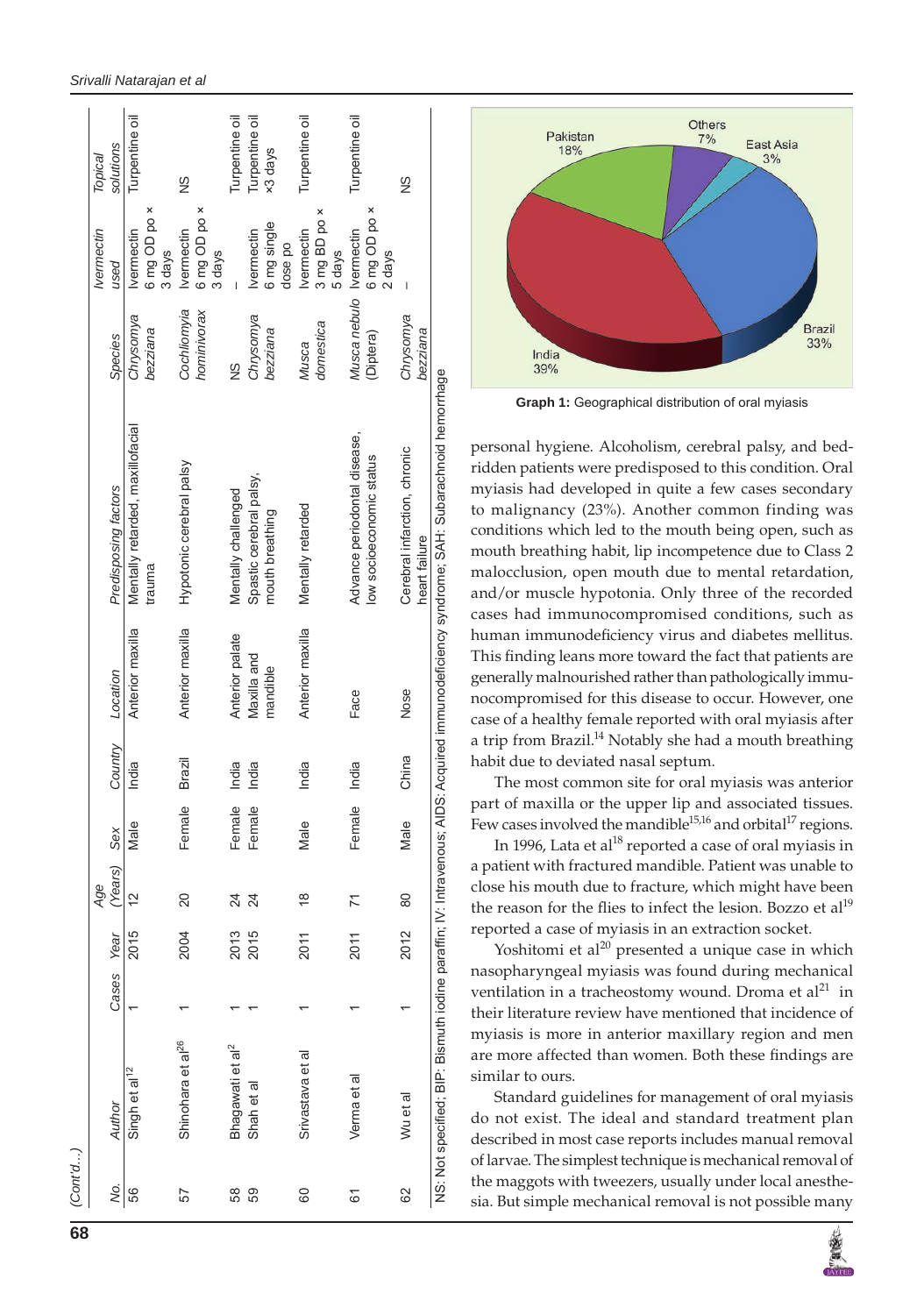(Cont'd...)

| No. | Author | Cases | Year | Age (Years) | Sex | Country | Location | Predisposing factors | Species | Ivermectin used | Topical solutions |
|---|---|---|---|---|---|---|---|---|---|---|---|
| 56 | Singh et al[12] | 1 | 2015 | 12 | Male | India | Anterior maxilla | Mentally retarded, maxillofacial trauma | *Chrysomya bezziana* | Ivermectin 6 mg OD po × 3 days | Turpentine oil |
| 57 | Shinohara et al[26] | 1 | 2004 | 20 | Female | Brazil | Anterior maxilla | Hypotonic cerebral palsy | *Cochliomyia hominivorax* | Ivermectin 6 mg OD po × 3 days | NS |
| 58 | Bhagawati et al[2] | 1 | 2013 | 24 | Female | India | Anterior palate | Mentally challenged | NS | – | Turpentine oil |
| 59 | Shah et al | 1 | 2015 | 24 | Female | India | Maxilla and mandible | Spastic cerebral palsy, mouth breathing | *Chrysomya bezziana* | Ivermectin 6 mg single dose po | Turpentine oil ×3 days |
| 60 | Srivastava et al | 1 | 2011 | 18 | Male | India | Anterior maxilla | Mentally retarded | *Musca domestica* | Ivermectin 3 mg BD po × 5 days | Turpentine oil |
| 61 | Verma et al | 1 | 2011 | 71 | Female | India | Face | Advance periodontal disease, low socioeconomic status | *Musca nebulo* (Diptera) | Ivermectin 6 mg OD po × 2 days | Turpentine oil |
| 62 | Wu et al | 1 | 2012 | 80 | Male | China | Nose | Cerebral infarction, chronic heart failure | *Chrysomya bezziana* | – | NS |

NS: Not specified; BIP: Bismuth iodine paraffin; IV: Intravenous; AIDS: Acquired immunodeficiency syndrome; SAH: Subarachnoid hemorrhage

| Country | Percentage |
|---|---|
| India | 39% |
| Brazil | 33% |
| Pakistan | 18% |
| Others | 7% |
| East Asia | 3% |

**Graph 1:** Geographical distribution of oral myiasis

personal hygiene. Alcoholism, cerebral palsy, and bedridden patients were predisposed to this condition. Oral myiasis had developed in quite a few cases secondary to malignancy (23%). Another common finding was conditions which led to the mouth being open, such as mouth breathing habit, lip incompetence due to Class 2 malocclusion, open mouth due to mental retardation, and/or muscle hypotonia. Only three of the recorded cases had immunocompromised conditions, such as human immunodeficiency virus and diabetes mellitus. This finding leans more toward the fact that patients are generally malnourished rather than pathologically immunocompromised for this disease to occur. However, one case of a healthy female reported with oral myiasis after a trip from Brazil.[14] Notably she had a mouth breathing habit due to deviated nasal septum.

The most common site for oral myiasis was anterior part of maxilla or the upper lip and associated tissues. Few cases involved the mandible[15,16] and orbital[17] regions.

In 1996, Lata et al[18] reported a case of oral myiasis in a patient with fractured mandible. Patient was unable to close his mouth due to fracture, which might have been the reason for the flies to infect the lesion. Bozzo et al[19] reported a case of myiasis in an extraction socket.

Yoshitomi et al[20] presented a unique case in which nasopharyngeal myiasis was found during mechanical ventilation in a tracheostomy wound. Droma et al[21] in their literature review have mentioned that incidence of myiasis is more in anterior maxillary region and men are more affected than women. Both these findings are similar to ours.

Standard guidelines for management of oral myiasis do not exist. The ideal and standard treatment plan described in most case reports includes manual removal of larvae. The simplest technique is mechanical removal of the maggots with tweezers, usually under local anesthesia. But simple mechanical removal is not possible many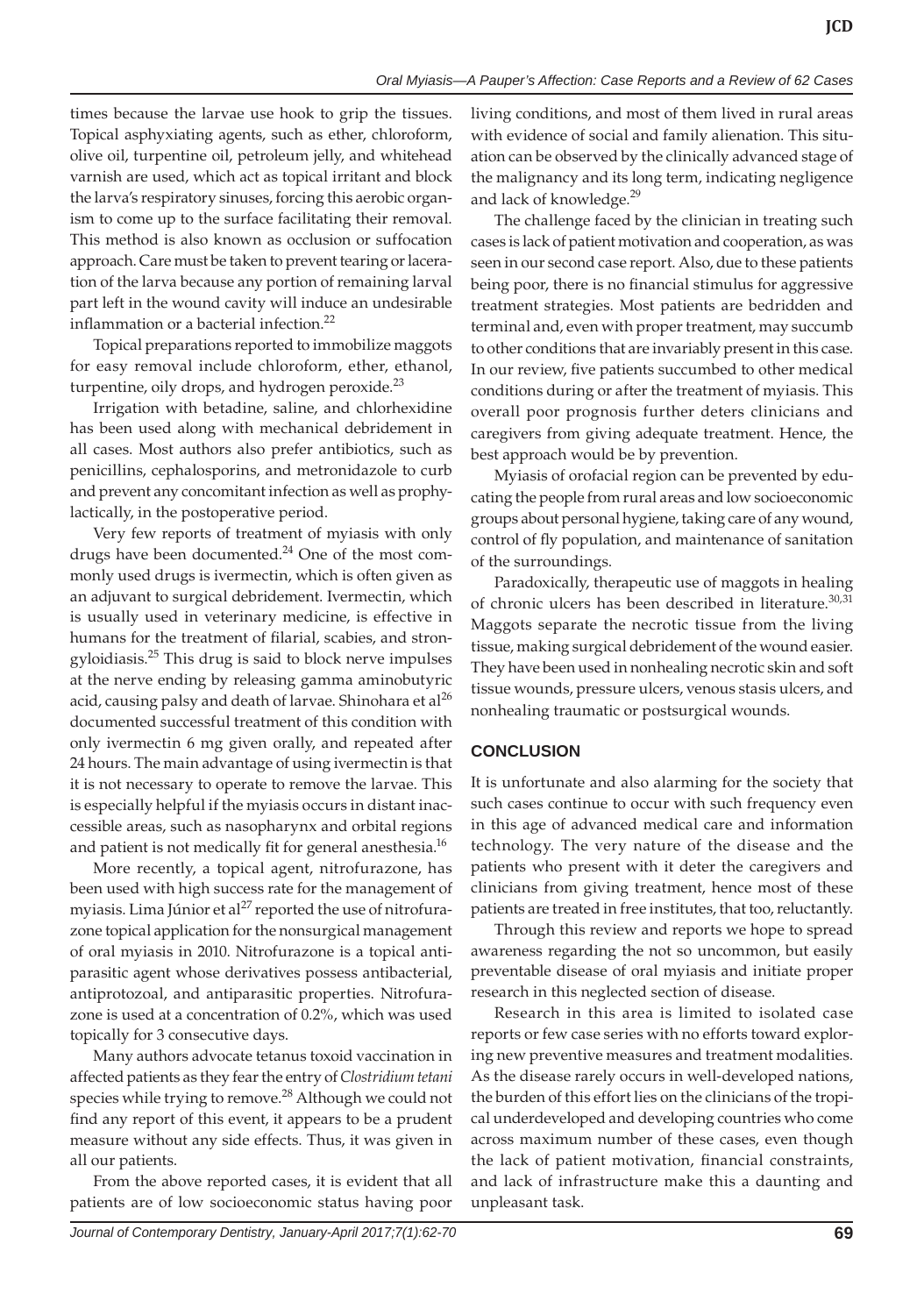times because the larvae use hook to grip the tissues. Topical asphyxiating agents, such as ether, chloroform, olive oil, turpentine oil, petroleum jelly, and whitehead varnish are used, which act as topical irritant and block the larva's respiratory sinuses, forcing this aerobic organism to come up to the surface facilitating their removal. This method is also known as occlusion or suffocation approach. Care must be taken to prevent tearing or laceration of the larva because any portion of remaining larval part left in the wound cavity will induce an undesirable inflammation or a bacterial infection.[22]

Topical preparations reported to immobilize maggots for easy removal include chloroform, ether, ethanol, turpentine, oily drops, and hydrogen peroxide.[23]

Irrigation with betadine, saline, and chlorhexidine has been used along with mechanical debridement in all cases. Most authors also prefer antibiotics, such as penicillins, cephalosporins, and metronidazole to curb and prevent any concomitant infection as well as prophylactically, in the postoperative period.

Very few reports of treatment of myiasis with only drugs have been documented.[24] One of the most commonly used drugs is ivermectin, which is often given as an adjuvant to surgical debridement. Ivermectin, which is usually used in veterinary medicine, is effective in humans for the treatment of filarial, scabies, and strongyloidiasis.[25] This drug is said to block nerve impulses at the nerve ending by releasing gamma aminobutyric acid, causing palsy and death of larvae. Shinohara et al[26] documented successful treatment of this condition with only ivermectin 6 mg given orally, and repeated after 24 hours. The main advantage of using ivermectin is that it is not necessary to operate to remove the larvae. This is especially helpful if the myiasis occurs in distant inaccessible areas, such as nasopharynx and orbital regions and patient is not medically fit for general anesthesia.[16]

More recently, a topical agent, nitrofurazone, has been used with high success rate for the management of myiasis. Lima Júnior et al[27] reported the use of nitrofurazone topical application for the nonsurgical management of oral myiasis in 2010. Nitrofurazone is a topical antiparasitic agent whose derivatives possess antibacterial, antiprotozoal, and antiparasitic properties. Nitrofurazone is used at a concentration of 0.2%, which was used topically for 3 consecutive days.

Many authors advocate tetanus toxoid vaccination in affected patients as they fear the entry of *Clostridium tetani* species while trying to remove.[28] Although we could not find any report of this event, it appears to be a prudent measure without any side effects. Thus, it was given in all our patients.

From the above reported cases, it is evident that all patients are of low socioeconomic status having poor living conditions, and most of them lived in rural areas with evidence of social and family alienation. This situation can be observed by the clinically advanced stage of the malignancy and its long term, indicating negligence and lack of knowledge.[29]

The challenge faced by the clinician in treating such cases is lack of patient motivation and cooperation, as was seen in our second case report. Also, due to these patients being poor, there is no financial stimulus for aggressive treatment strategies. Most patients are bedridden and terminal and, even with proper treatment, may succumb to other conditions that are invariably present in this case. In our review, five patients succumbed to other medical conditions during or after the treatment of myiasis. This overall poor prognosis further deters clinicians and caregivers from giving adequate treatment. Hence, the best approach would be by prevention.

Myiasis of orofacial region can be prevented by educating the people from rural areas and low socioeconomic groups about personal hygiene, taking care of any wound, control of fly population, and maintenance of sanitation of the surroundings.

Paradoxically, therapeutic use of maggots in healing of chronic ulcers has been described in literature.[30,31] Maggots separate the necrotic tissue from the living tissue, making surgical debridement of the wound easier. They have been used in nonhealing necrotic skin and soft tissue wounds, pressure ulcers, venous stasis ulcers, and nonhealing traumatic or postsurgical wounds.

## CONCLUSION

It is unfortunate and also alarming for the society that such cases continue to occur with such frequency even in this age of advanced medical care and information technology. The very nature of the disease and the patients who present with it deter the caregivers and clinicians from giving treatment, hence most of these patients are treated in free institutes, that too, reluctantly.

Through this review and reports we hope to spread awareness regarding the not so uncommon, but easily preventable disease of oral myiasis and initiate proper research in this neglected section of disease.

Research in this area is limited to isolated case reports or few case series with no efforts toward exploring new preventive measures and treatment modalities. As the disease rarely occurs in well-developed nations, the burden of this effort lies on the clinicians of the tropical underdeveloped and developing countries who come across maximum number of these cases, even though the lack of patient motivation, financial constraints, and lack of infrastructure make this a daunting and unpleasant task.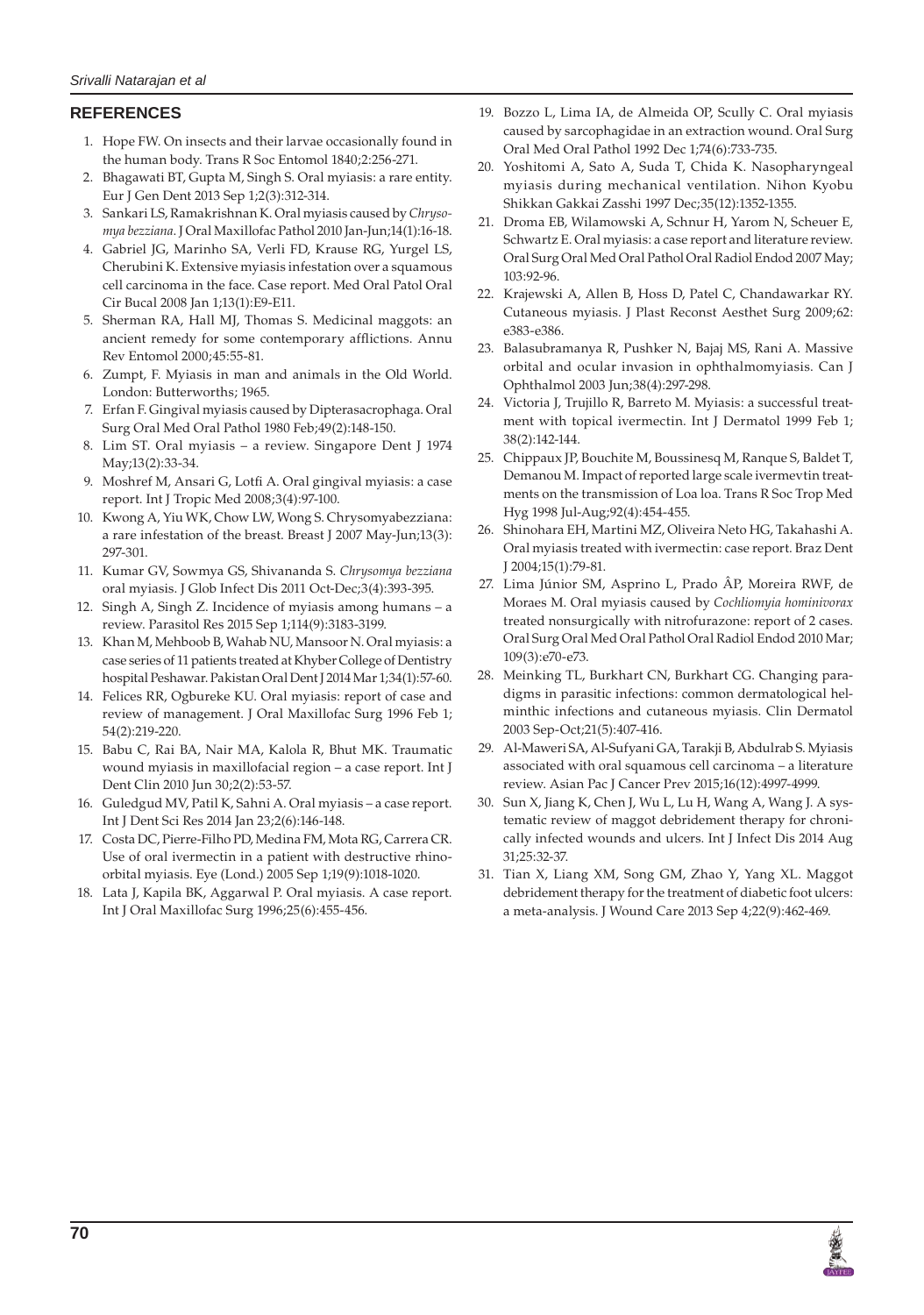## REFERENCES

1. Hope FW. On insects and their larvae occasionally found in the human body. Trans R Soc Entomol 1840;2:256-271.
2. Bhagawati BT, Gupta M, Singh S. Oral myiasis: a rare entity. Eur J Gen Dent 2013 Sep 1;2(3):312-314.
3. Sankari LS, Ramakrishnan K. Oral myiasis caused by *Chrysomya bezziana*. J Oral Maxillofac Pathol 2010 Jan-Jun;14(1):16-18.
4. Gabriel JG, Marinho SA, Verli FD, Krause RG, Yurgel LS, Cherubini K. Extensive myiasis infestation over a squamous cell carcinoma in the face. Case report. Med Oral Patol Oral Cir Bucal 2008 Jan 1;13(1):E9-E11.
5. Sherman RA, Hall MJ, Thomas S. Medicinal maggots: an ancient remedy for some contemporary afflictions. Annu Rev Entomol 2000;45:55-81.
6. Zumpt, F. Myiasis in man and animals in the Old World. London: Butterworths; 1965.
7. Erfan F. Gingival myiasis caused by Dipterasacrophaga. Oral Surg Oral Med Oral Pathol 1980 Feb;49(2):148-150.
8. Lim ST. Oral myiasis – a review. Singapore Dent J 1974 May;13(2):33-34.
9. Moshref M, Ansari G, Lotfi A. Oral gingival myiasis: a case report. Int J Tropic Med 2008;3(4):97-100.
10. Kwong A, Yiu WK, Chow LW, Wong S. Chrysomyabezziana: a rare infestation of the breast. Breast J 2007 May-Jun;13(3): 297-301.
11. Kumar GV, Sowmya GS, Shivananda S. *Chrysomya bezziana* oral myiasis. J Glob Infect Dis 2011 Oct-Dec;3(4):393-395.
12. Singh A, Singh Z. Incidence of myiasis among humans – a review. Parasitol Res 2015 Sep 1;114(9):3183-3199.
13. Khan M, Mehboob B, Wahab NU, Mansoor N. Oral myiasis: a case series of 11 patients treated at Khyber College of Dentistry hospital Peshawar. Pakistan Oral Dent J 2014 Mar 1;34(1):57-60.
14. Felices RR, Ogbureke KU. Oral myiasis: report of case and review of management. J Oral Maxillofac Surg 1996 Feb 1; 54(2):219-220.
15. Babu C, Rai BA, Nair MA, Kalola R, Bhut MK. Traumatic wound myiasis in maxillofacial region – a case report. Int J Dent Clin 2010 Jun 30;2(2):53-57.
16. Guledgud MV, Patil K, Sahni A. Oral myiasis – a case report. Int J Dent Sci Res 2014 Jan 23;2(6):146-148.
17. Costa DC, Pierre-Filho PD, Medina FM, Mota RG, Carrera CR. Use of oral ivermectin in a patient with destructive rhino-orbital myiasis. Eye (Lond.) 2005 Sep 1;19(9):1018-1020.
18. Lata J, Kapila BK, Aggarwal P. Oral myiasis. A case report. Int J Oral Maxillofac Surg 1996;25(6):455-456.
19. Bozzo L, Lima IA, de Almeida OP, Scully C. Oral myiasis caused by sarcophagidae in an extraction wound. Oral Surg Oral Med Oral Pathol 1992 Dec 1;74(6):733-735.
20. Yoshitomi A, Sato A, Suda T, Chida K. Nasopharyngeal myiasis during mechanical ventilation. Nihon Kyobu Shikkan Gakkai Zasshi 1997 Dec;35(12):1352-1355.
21. Droma EB, Wilamowski A, Schnur H, Yarom N, Scheuer E, Schwartz E. Oral myiasis: a case report and literature review. Oral Surg Oral Med Oral Pathol Oral Radiol Endod 2007 May; 103:92-96.
22. Krajewski A, Allen B, Hoss D, Patel C, Chandawarkar RY. Cutaneous myiasis. J Plast Reconst Aesthet Surg 2009;62: e383-e386.
23. Balasubramanya R, Pushker N, Bajaj MS, Rani A. Massive orbital and ocular invasion in ophthalmomyiasis. Can J Ophthalmol 2003 Jun;38(4):297-298.
24. Victoria J, Trujillo R, Barreto M. Myiasis: a successful treatment with topical ivermectin. Int J Dermatol 1999 Feb 1; 38(2):142-144.
25. Chippaux JP, Bouchite M, Boussinesq M, Ranque S, Baldet T, Demanou M. Impact of reported large scale ivermevtin treatments on the transmission of Loa loa. Trans R Soc Trop Med Hyg 1998 Jul-Aug;92(4):454-455.
26. Shinohara EH, Martini MZ, Oliveira Neto HG, Takahashi A. Oral myiasis treated with ivermectin: case report. Braz Dent J 2004;15(1):79-81.
27. Lima Júnior SM, Asprino L, Prado ÂP, Moreira RWF, de Moraes M. Oral myiasis caused by *Cochliomyia hominivorax* treated nonsurgically with nitrofurazone: report of 2 cases. Oral Surg Oral Med Oral Pathol Oral Radiol Endod 2010 Mar; 109(3):e70-e73.
28. Meinking TL, Burkhart CN, Burkhart CG. Changing paradigms in parasitic infections: common dermatological helminthic infections and cutaneous myiasis. Clin Dermatol 2003 Sep-Oct;21(5):407-416.
29. Al-Maweri SA, Al-Sufyani GA, Tarakji B, Abdulrab S. Myiasis associated with oral squamous cell carcinoma – a literature review. Asian Pac J Cancer Prev 2015;16(12):4997-4999.
30. Sun X, Jiang K, Chen J, Wu L, Lu H, Wang A, Wang J. A systematic review of maggot debridement therapy for chronically infected wounds and ulcers. Int J Infect Dis 2014 Aug 31;25:32-37.
31. Tian X, Liang XM, Song GM, Zhao Y, Yang XL. Maggot debridement therapy for the treatment of diabetic foot ulcers: a meta-analysis. J Wound Care 2013 Sep 4;22(9):462-469.